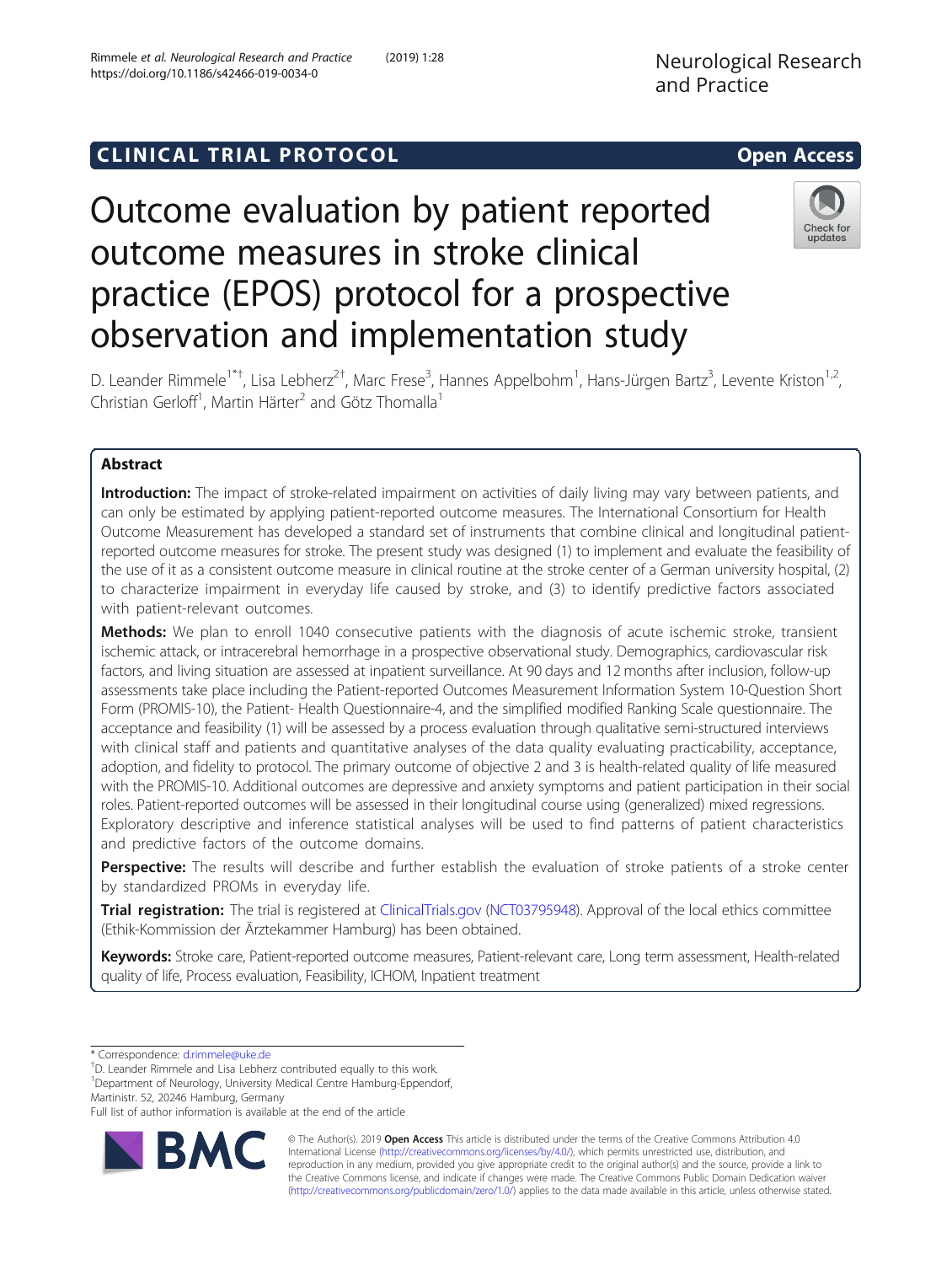CLINICAL TRIAL PROTOCOL

Open Access

# Outcome evaluation by patient reported outcome measures in stroke clinical practice (EPOS) protocol for a prospective observation and implementation study

D. Leander Rimmele[1*†], Lisa Lebherz[2†], Marc Frese[3], Hannes Appelbohm[1], Hans-Jürgen Bartz[3], Levente Kriston[1,2], Christian Gerloff[1], Martin Härter[2] and Götz Thomalla[1]

## Abstract

**Introduction:** The impact of stroke-related impairment on activities of daily living may vary between patients, and can only be estimated by applying patient-reported outcome measures. The International Consortium for Health Outcome Measurement has developed a standard set of instruments that combine clinical and longitudinal patient-reported outcome measures for stroke. The present study was designed (1) to implement and evaluate the feasibility of the use of it as a consistent outcome measure in clinical routine at the stroke center of a German university hospital, (2) to characterize impairment in everyday life caused by stroke, and (3) to identify predictive factors associated with patient-relevant outcomes.

**Methods:** We plan to enroll 1040 consecutive patients with the diagnosis of acute ischemic stroke, transient ischemic attack, or intracerebral hemorrhage in a prospective observational study. Demographics, cardiovascular risk factors, and living situation are assessed at inpatient surveillance. At 90 days and 12 months after inclusion, follow-up assessments take place including the Patient-reported Outcomes Measurement Information System 10-Question Short Form (PROMIS-10), the Patient- Health Questionnaire-4, and the simplified modified Ranking Scale questionnaire. The acceptance and feasibility (1) will be assessed by a process evaluation through qualitative semi-structured interviews with clinical staff and patients and quantitative analyses of the data quality evaluating practicability, acceptance, adoption, and fidelity to protocol. The primary outcome of objective 2 and 3 is health-related quality of life measured with the PROMIS-10. Additional outcomes are depressive and anxiety symptoms and patient participation in their social roles. Patient-reported outcomes will be assessed in their longitudinal course using (generalized) mixed regressions. Exploratory descriptive and inference statistical analyses will be used to find patterns of patient characteristics and predictive factors of the outcome domains.

**Perspective:** The results will describe and further establish the evaluation of stroke patients of a stroke center by standardized PROMs in everyday life.

**Trial registration:** The trial is registered at ClinicalTrials.gov (NCT03795948). Approval of the local ethics committee (Ethik-Kommission der Ärztekammer Hamburg) has been obtained.

**Keywords:** Stroke care, Patient-reported outcome measures, Patient-relevant care, Long term assessment, Health-related quality of life, Process evaluation, Feasibility, ICHOM, Inpatient treatment

---

\* Correspondence: d.rimmele@uke.de

†D. Leander Rimmele and Lisa Lebherz contributed equally to this work.

[1]Department of Neurology, University Medical Centre Hamburg-Eppendorf, Martinistr. 52, 20246 Hamburg, Germany

Full list of author information is available at the end of the article

© The Author(s). 2019 **Open Access** This article is distributed under the terms of the Creative Commons Attribution 4.0 International License (http://creativecommons.org/licenses/by/4.0/), which permits unrestricted use, distribution, and reproduction in any medium, provided you give appropriate credit to the original author(s) and the source, provide a link to the Creative Commons license, and indicate if changes were made. The Creative Commons Public Domain Dedication waiver (http://creativecommons.org/publicdomain/zero/1.0/) applies to the data made available in this article, unless otherwise stated.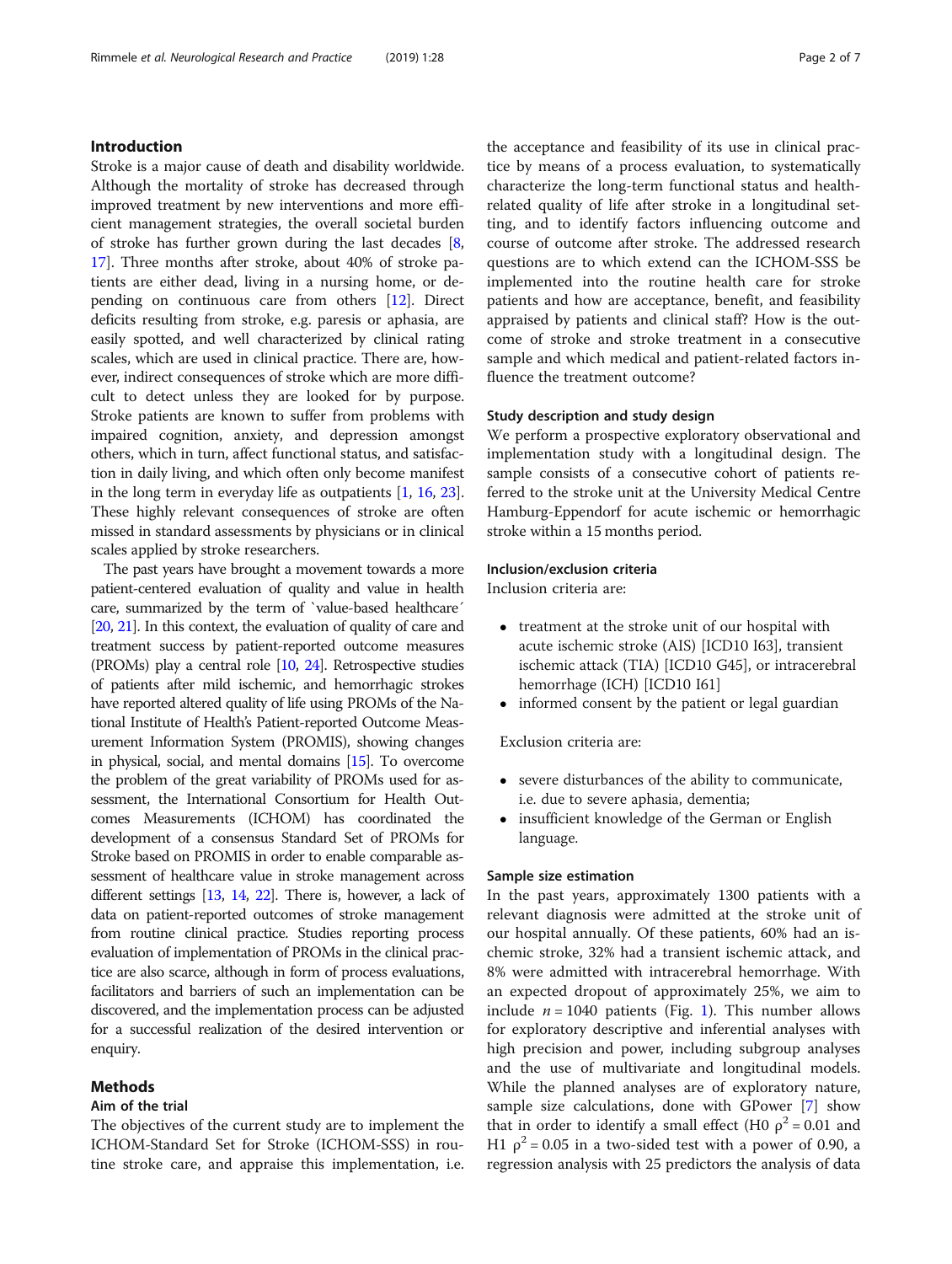## Introduction

Stroke is a major cause of death and disability worldwide. Although the mortality of stroke has decreased through improved treatment by new interventions and more efficient management strategies, the overall societal burden of stroke has further grown during the last decades [8, 17]. Three months after stroke, about 40% of stroke patients are either dead, living in a nursing home, or depending on continuous care from others [12]. Direct deficits resulting from stroke, e.g. paresis or aphasia, are easily spotted, and well characterized by clinical rating scales, which are used in clinical practice. There are, however, indirect consequences of stroke which are more difficult to detect unless they are looked for by purpose. Stroke patients are known to suffer from problems with impaired cognition, anxiety, and depression amongst others, which in turn, affect functional status, and satisfaction in daily living, and which often only become manifest in the long term in everyday life as outpatients [1, 16, 23]. These highly relevant consequences of stroke are often missed in standard assessments by physicians or in clinical scales applied by stroke researchers.

The past years have brought a movement towards a more patient-centered evaluation of quality and value in health care, summarized by the term of `value-based healthcare´ [20, 21]. In this context, the evaluation of quality of care and treatment success by patient-reported outcome measures (PROMs) play a central role [10, 24]. Retrospective studies of patients after mild ischemic, and hemorrhagic strokes have reported altered quality of life using PROMs of the National Institute of Health's Patient-reported Outcome Measurement Information System (PROMIS), showing changes in physical, social, and mental domains [15]. To overcome the problem of the great variability of PROMs used for assessment, the International Consortium for Health Outcomes Measurements (ICHOM) has coordinated the development of a consensus Standard Set of PROMs for Stroke based on PROMIS in order to enable comparable assessment of healthcare value in stroke management across different settings [13, 14, 22]. There is, however, a lack of data on patient-reported outcomes of stroke management from routine clinical practice. Studies reporting process evaluation of implementation of PROMs in the clinical practice are also scarce, although in form of process evaluations, facilitators and barriers of such an implementation can be discovered, and the implementation process can be adjusted for a successful realization of the desired intervention or enquiry.

## Methods

### Aim of the trial

The objectives of the current study are to implement the ICHOM-Standard Set for Stroke (ICHOM-SSS) in routine stroke care, and appraise this implementation, i.e. the acceptance and feasibility of its use in clinical practice by means of a process evaluation, to systematically characterize the long-term functional status and health-related quality of life after stroke in a longitudinal setting, and to identify factors influencing outcome and course of outcome after stroke. The addressed research questions are to which extend can the ICHOM-SSS be implemented into the routine health care for stroke patients and how are acceptance, benefit, and feasibility appraised by patients and clinical staff? How is the outcome of stroke and stroke treatment in a consecutive sample and which medical and patient-related factors influence the treatment outcome?

### Study description and study design

We perform a prospective exploratory observational and implementation study with a longitudinal design. The sample consists of a consecutive cohort of patients referred to the stroke unit at the University Medical Centre Hamburg-Eppendorf for acute ischemic or hemorrhagic stroke within a 15 months period.

### Inclusion/exclusion criteria

Inclusion criteria are:

- treatment at the stroke unit of our hospital with acute ischemic stroke (AIS) [ICD10 I63], transient ischemic attack (TIA) [ICD10 G45], or intracerebral hemorrhage (ICH) [ICD10 I61]
- informed consent by the patient or legal guardian

Exclusion criteria are:

- severe disturbances of the ability to communicate, i.e. due to severe aphasia, dementia;
- insufficient knowledge of the German or English language.

### Sample size estimation

In the past years, approximately 1300 patients with a relevant diagnosis were admitted at the stroke unit of our hospital annually. Of these patients, 60% had an ischemic stroke, 32% had a transient ischemic attack, and 8% were admitted with intracerebral hemorrhage. With an expected dropout of approximately 25%, we aim to include $n = 1040$ patients (Fig. 1). This number allows for exploratory descriptive and inferential analyses with high precision and power, including subgroup analyses and the use of multivariate and longitudinal models. While the planned analyses are of exploratory nature, sample size calculations, done with GPower [7] show that in order to identify a small effect (H0 $\rho^2 = 0.01$ and H1 $\rho^2 = 0.05$ in a two-sided test with a power of 0.90, a regression analysis with 25 predictors the analysis of data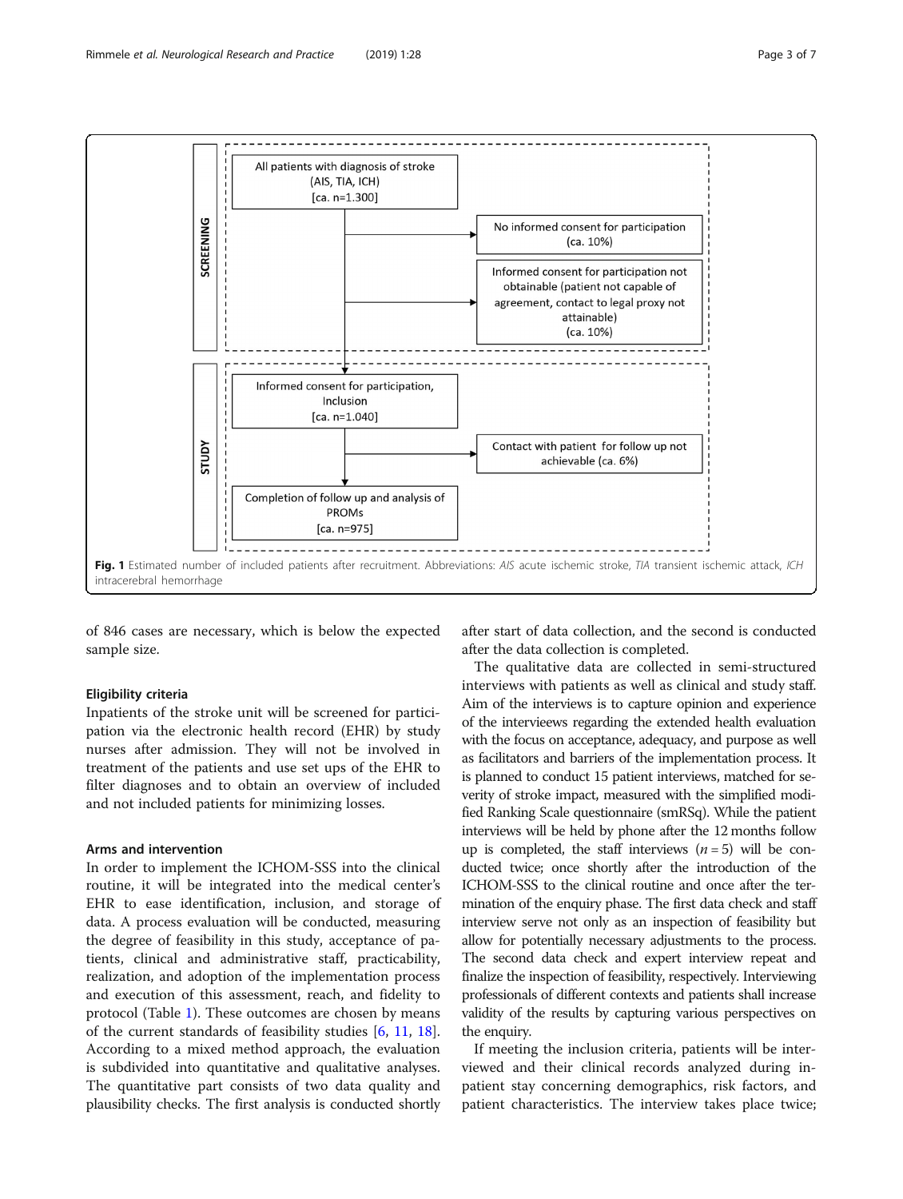**SCREENING**

All patients with diagnosis of stroke (AIS, TIA, ICH) [ca. n=1.300]

→ No informed consent for participation (ca. 10%)

→ Informed consent for participation not obtainable (patient not capable of agreement, contact to legal proxy not attainable) (ca. 10%)

**STUDY**

Informed consent for participation, Inclusion [ca. n=1.040]

→ Contact with patient for follow up not achievable (ca. 6%)

Completion of follow up and analysis of PROMs [ca. n=975]

**Fig. 1** Estimated number of included patients after recruitment. Abbreviations: *AIS* acute ischemic stroke, *TIA* transient ischemic attack, *ICH* intracerebral hemorrhage

of 846 cases are necessary, which is below the expected sample size.

### Eligibility criteria

Inpatients of the stroke unit will be screened for participation via the electronic health record (EHR) by study nurses after admission. They will not be involved in treatment of the patients and use set ups of the EHR to filter diagnoses and to obtain an overview of included and not included patients for minimizing losses.

### Arms and intervention

In order to implement the ICHOM-SSS into the clinical routine, it will be integrated into the medical center's EHR to ease identification, inclusion, and storage of data. A process evaluation will be conducted, measuring the degree of feasibility in this study, acceptance of patients, clinical and administrative staff, practicability, realization, and adoption of the implementation process and execution of this assessment, reach, and fidelity to protocol (Table 1). These outcomes are chosen by means of the current standards of feasibility studies [6, 11, 18]. According to a mixed method approach, the evaluation is subdivided into quantitative and qualitative analyses. The quantitative part consists of two data quality and plausibility checks. The first analysis is conducted shortly after start of data collection, and the second is conducted after the data collection is completed.

The qualitative data are collected in semi-structured interviews with patients as well as clinical and study staff. Aim of the interviews is to capture opinion and experience of the interviewees regarding the extended health evaluation with the focus on acceptance, adequacy, and purpose as well as facilitators and barriers of the implementation process. It is planned to conduct 15 patient interviews, matched for severity of stroke impact, measured with the simplified modified Ranking Scale questionnaire (smRSq). While the patient interviews will be held by phone after the 12 months follow up is completed, the staff interviews ($n = 5$) will be conducted twice; once shortly after the introduction of the ICHOM-SSS to the clinical routine and once after the termination of the enquiry phase. The first data check and staff interview serve not only as an inspection of feasibility but allow for potentially necessary adjustments to the process. The second data check and expert interview repeat and finalize the inspection of feasibility, respectively. Interviewing professionals of different contexts and patients shall increase validity of the results by capturing various perspectives on the enquiry.

If meeting the inclusion criteria, patients will be interviewed and their clinical records analyzed during inpatient stay concerning demographics, risk factors, and patient characteristics. The interview takes place twice;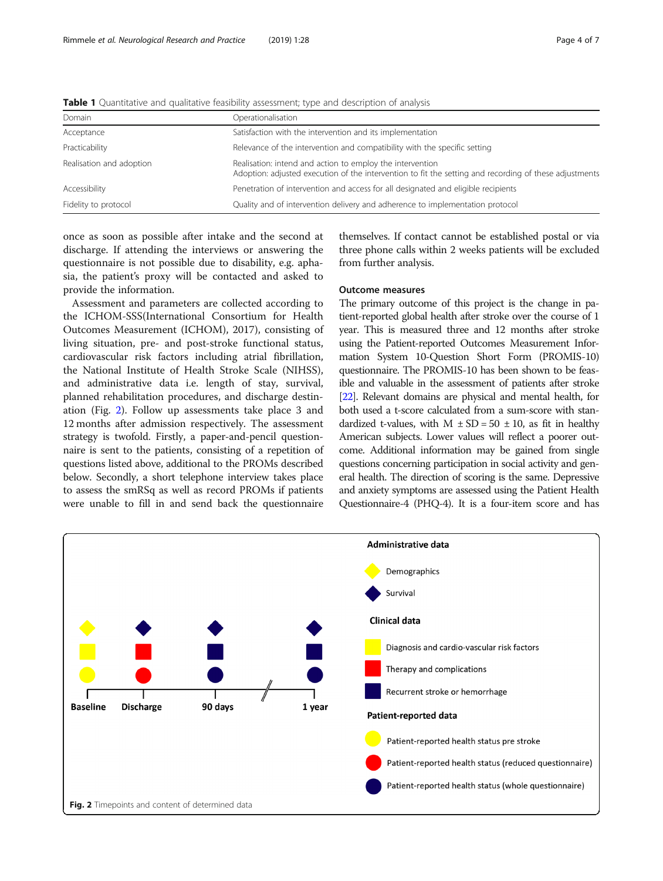**Table 1** Quantitative and qualitative feasibility assessment; type and description of analysis

| Domain | Operationalisation |
| --- | --- |
| Acceptance | Satisfaction with the intervention and its implementation |
| Practicability | Relevance of the intervention and compatibility with the specific setting |
| Realisation and adoption | Realisation: intend and action to employ the intervention<br>Adoption: adjusted execution of the intervention to fit the setting and recording of these adjustments |
| Accessibility | Penetration of intervention and access for all designated and eligible recipients |
| Fidelity to protocol | Quality and of intervention delivery and adherence to implementation protocol |

once as soon as possible after intake and the second at discharge. If attending the interviews or answering the questionnaire is not possible due to disability, e.g. aphasia, the patient's proxy will be contacted and asked to provide the information.

Assessment and parameters are collected according to the ICHOM-SSS(International Consortium for Health Outcomes Measurement (ICHOM), 2017), consisting of living situation, pre- and post-stroke functional status, cardiovascular risk factors including atrial fibrillation, the National Institute of Health Stroke Scale (NIHSS), and administrative data i.e. length of stay, survival, planned rehabilitation procedures, and discharge destination (Fig. 2). Follow up assessments take place 3 and 12 months after admission respectively. The assessment strategy is twofold. Firstly, a paper-and-pencil questionnaire is sent to the patients, consisting of a repetition of questions listed above, additional to the PROMs described below. Secondly, a short telephone interview takes place to assess the smRSq as well as record PROMs if patients were unable to fill in and send back the questionnaire themselves. If contact cannot be established postal or via three phone calls within 2 weeks patients will be excluded from further analysis.

### Outcome measures

The primary outcome of this project is the change in patient-reported global health after stroke over the course of 1 year. This is measured three and 12 months after stroke using the Patient-reported Outcomes Measurement Information System 10-Question Short Form (PROMIS-10) questionnaire. The PROMIS-10 has been shown to be feasible and valuable in the assessment of patients after stroke [22]. Relevant domains are physical and mental health, for both used a t-score calculated from a sum-score with standardized t-values, with M ± SD = 50 ± 10, as fit in healthy American subjects. Lower values will reflect a poorer outcome. Additional information may be gained from single questions concerning participation in social activity and general health. The direction of scoring is the same. Depressive and anxiety symptoms are assessed using the Patient Health Questionnaire-4 (PHQ-4). It is a four-item score and has

**Fig. 2** Timepoints and content of determined data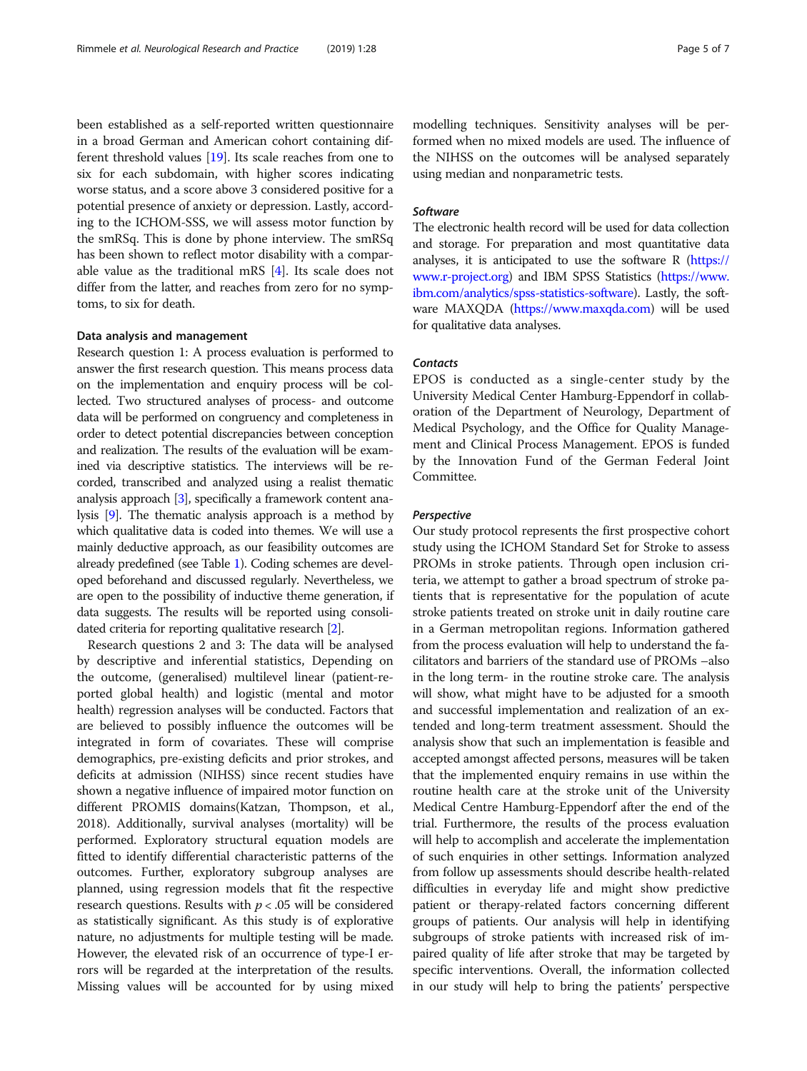been established as a self-reported written questionnaire in a broad German and American cohort containing different threshold values [19]. Its scale reaches from one to six for each subdomain, with higher scores indicating worse status, and a score above 3 considered positive for a potential presence of anxiety or depression. Lastly, according to the ICHOM-SSS, we will assess motor function by the smRSq. This is done by phone interview. The smRSq has been shown to reflect motor disability with a comparable value as the traditional mRS [4]. Its scale does not differ from the latter, and reaches from zero for no symptoms, to six for death.

#### Data analysis and management

Research question 1: A process evaluation is performed to answer the first research question. This means process data on the implementation and enquiry process will be collected. Two structured analyses of process- and outcome data will be performed on congruency and completeness in order to detect potential discrepancies between conception and realization. The results of the evaluation will be examined via descriptive statistics. The interviews will be recorded, transcribed and analyzed using a realist thematic analysis approach [3], specifically a framework content analysis [9]. The thematic analysis approach is a method by which qualitative data is coded into themes. We will use a mainly deductive approach, as our feasibility outcomes are already predefined (see Table 1). Coding schemes are developed beforehand and discussed regularly. Nevertheless, we are open to the possibility of inductive theme generation, if data suggests. The results will be reported using consolidated criteria for reporting qualitative research [2].

Research questions 2 and 3: The data will be analysed by descriptive and inferential statistics, Depending on the outcome, (generalised) multilevel linear (patient-reported global health) and logistic (mental and motor health) regression analyses will be conducted. Factors that are believed to possibly influence the outcomes will be integrated in form of covariates. These will comprise demographics, pre-existing deficits and prior strokes, and deficits at admission (NIHSS) since recent studies have shown a negative influence of impaired motor function on different PROMIS domains(Katzan, Thompson, et al., 2018). Additionally, survival analyses (mortality) will be performed. Exploratory structural equation models are fitted to identify differential characteristic patterns of the outcomes. Further, exploratory subgroup analyses are planned, using regression models that fit the respective research questions. Results with $p < .05$ will be considered as statistically significant. As this study is of explorative nature, no adjustments for multiple testing will be made. However, the elevated risk of an occurrence of type-I errors will be regarded at the interpretation of the results. Missing values will be accounted for by using mixed modelling techniques. Sensitivity analyses will be performed when no mixed models are used. The influence of the NIHSS on the outcomes will be analysed separately using median and nonparametric tests.

#### *Software*

The electronic health record will be used for data collection and storage. For preparation and most quantitative data analyses, it is anticipated to use the software R (https://www.r-project.org) and IBM SPSS Statistics (https://www.ibm.com/analytics/spss-statistics-software). Lastly, the software MAXQDA (https://www.maxqda.com) will be used for qualitative data analyses.

#### *Contacts*

EPOS is conducted as a single-center study by the University Medical Center Hamburg-Eppendorf in collaboration of the Department of Neurology, Department of Medical Psychology, and the Office for Quality Management and Clinical Process Management. EPOS is funded by the Innovation Fund of the German Federal Joint Committee.

#### *Perspective*

Our study protocol represents the first prospective cohort study using the ICHOM Standard Set for Stroke to assess PROMs in stroke patients. Through open inclusion criteria, we attempt to gather a broad spectrum of stroke patients that is representative for the population of acute stroke patients treated on stroke unit in daily routine care in a German metropolitan regions. Information gathered from the process evaluation will help to understand the facilitators and barriers of the standard use of PROMs –also in the long term- in the routine stroke care. The analysis will show, what might have to be adjusted for a smooth and successful implementation and realization of an extended and long-term treatment assessment. Should the analysis show that such an implementation is feasible and accepted amongst affected persons, measures will be taken that the implemented enquiry remains in use within the routine health care at the stroke unit of the University Medical Centre Hamburg-Eppendorf after the end of the trial. Furthermore, the results of the process evaluation will help to accomplish and accelerate the implementation of such enquiries in other settings. Information analyzed from follow up assessments should describe health-related difficulties in everyday life and might show predictive patient or therapy-related factors concerning different groups of patients. Our analysis will help in identifying subgroups of stroke patients with increased risk of impaired quality of life after stroke that may be targeted by specific interventions. Overall, the information collected in our study will help to bring the patients' perspective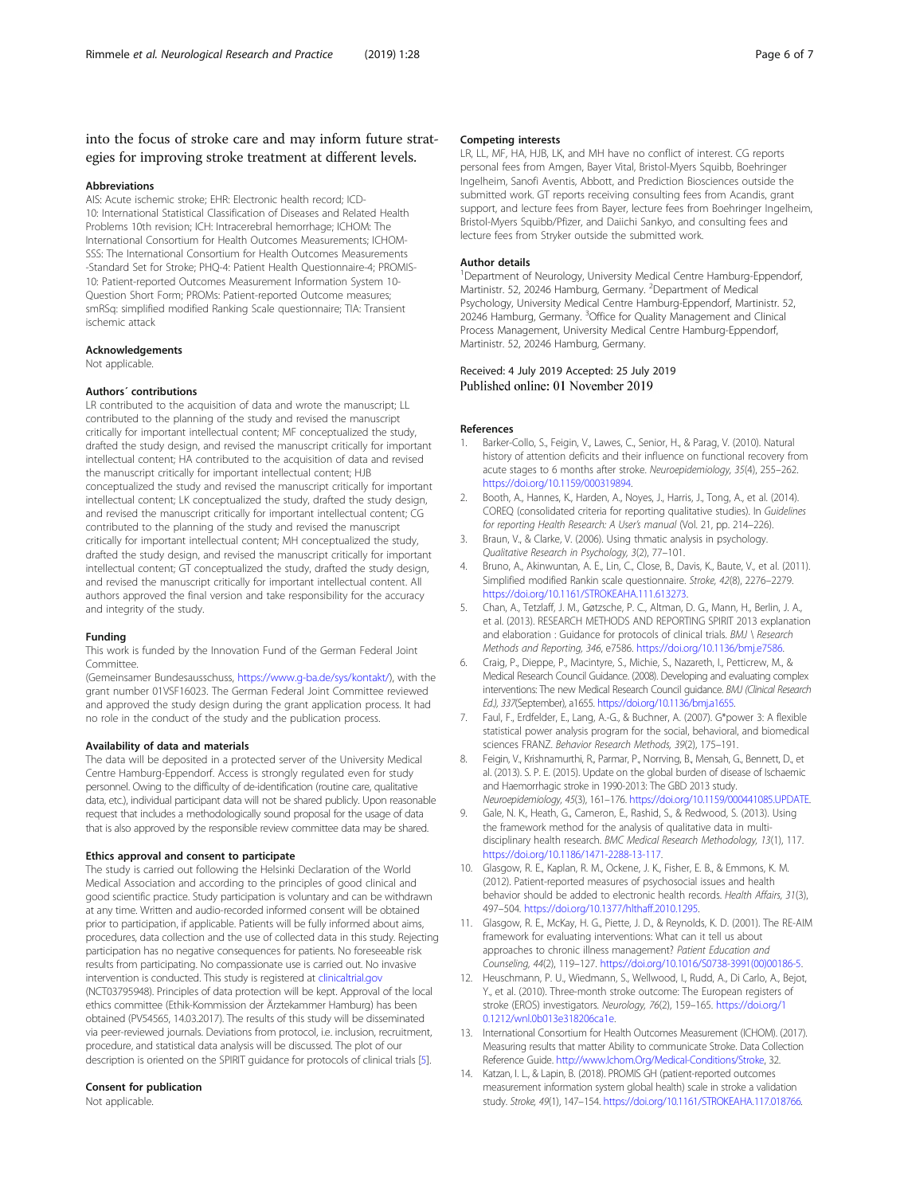into the focus of stroke care and may inform future strategies for improving stroke treatment at different levels.

### Abbreviations

AIS: Acute ischemic stroke; EHR: Electronic health record; ICD-10: International Statistical Classification of Diseases and Related Health Problems 10th revision; ICH: Intracerebral hemorrhage; ICHOM: The International Consortium for Health Outcomes Measurements; ICHOM-SSS: The International Consortium for Health Outcomes Measurements -Standard Set for Stroke; PHQ-4: Patient Health Questionnaire-4; PROMIS-10: Patient-reported Outcomes Measurement Information System 10-Question Short Form; PROMs: Patient-reported Outcome measures; smRSq: simplified modified Ranking Scale questionnaire; TIA: Transient ischemic attack

### Acknowledgements

Not applicable.

### Authors´ contributions

LR contributed to the acquisition of data and wrote the manuscript; LL contributed to the planning of the study and revised the manuscript critically for important intellectual content; MF conceptualized the study, drafted the study design, and revised the manuscript critically for important intellectual content; HA contributed to the acquisition of data and revised the manuscript critically for important intellectual content; HJB conceptualized the study and revised the manuscript critically for important intellectual content; LK conceptualized the study, drafted the study design, and revised the manuscript critically for important intellectual content; CG contributed to the planning of the study and revised the manuscript critically for important intellectual content; MH conceptualized the study, drafted the study design, and revised the manuscript critically for important intellectual content; GT conceptualized the study, drafted the study design, and revised the manuscript critically for important intellectual content. All authors approved the final version and take responsibility for the accuracy and integrity of the study.

### Funding

This work is funded by the Innovation Fund of the German Federal Joint Committee.

(Gemeinsamer Bundesausschuss, https://www.g-ba.de/sys/kontakt/), with the grant number 01VSF16023. The German Federal Joint Committee reviewed and approved the study design during the grant application process. It had no role in the conduct of the study and the publication process.

### Availability of data and materials

The data will be deposited in a protected server of the University Medical Centre Hamburg-Eppendorf. Access is strongly regulated even for study personnel. Owing to the difficulty of de-identification (routine care, qualitative data, etc.), individual participant data will not be shared publicly. Upon reasonable request that includes a methodologically sound proposal for the usage of data that is also approved by the responsible review committee data may be shared.

### Ethics approval and consent to participate

The study is carried out following the Helsinki Declaration of the World Medical Association and according to the principles of good clinical and good scientific practice. Study participation is voluntary and can be withdrawn at any time. Written and audio-recorded informed consent will be obtained prior to participation, if applicable. Patients will be fully informed about aims, procedures, data collection and the use of collected data in this study. Rejecting participation has no negative consequences for patients. No foreseeable risk results from participating. No compassionate use is carried out. No invasive intervention is conducted. This study is registered at clinicaltrial.gov (NCT03795948). Principles of data protection will be kept. Approval of the local ethics committee (Ethik-Kommission der Ärztekammer Hamburg) has been obtained (PV54565, 14.03.2017). The results of this study will be disseminated via peer-reviewed journals. Deviations from protocol, i.e. inclusion, recruitment, procedure, and statistical data analysis will be discussed. The plot of our description is oriented on the SPIRIT guidance for protocols of clinical trials [5].

### Consent for publication

Not applicable.

### Competing interests

LR, LL, MF, HA, HJB, LK, and MH have no conflict of interest. CG reports personal fees from Amgen, Bayer Vital, Bristol-Myers Squibb, Boehringer Ingelheim, Sanofi Aventis, Abbott, and Prediction Biosciences outside the submitted work. GT reports receiving consulting fees from Acandis, grant support, and lecture fees from Bayer, lecture fees from Boehringer Ingelheim, Bristol-Myers Squibb/Pfizer, and Daiichi Sankyo, and consulting fees and lecture fees from Stryker outside the submitted work.

### Author details

[1]Department of Neurology, University Medical Centre Hamburg-Eppendorf, Martinistr. 52, 20246 Hamburg, Germany. [2]Department of Medical Psychology, University Medical Centre Hamburg-Eppendorf, Martinistr. 52, 20246 Hamburg, Germany. [3]Office for Quality Management and Clinical Process Management, University Medical Centre Hamburg-Eppendorf, Martinistr. 52, 20246 Hamburg, Germany.

Received: 4 July 2019 Accepted: 25 July 2019
Published online: 01 November 2019

### References

1. Barker-Collo, S., Feigin, V., Lawes, C., Senior, H., & Parag, V. (2010). Natural history of attention deficits and their influence on functional recovery from acute stages to 6 months after stroke. *Neuroepidemiology, 35*(4), 255–262. https://doi.org/10.1159/000319894.
2. Booth, A., Hannes, K., Harden, A., Noyes, J., Harris, J., Tong, A., et al. (2014). COREQ (consolidated criteria for reporting qualitative studies). In *Guidelines for reporting Health Research: A User's manual* (Vol. 21, pp. 214–226).
3. Braun, V., & Clarke, V. (2006). Using thmatic analysis in psychology. *Qualitative Research in Psychology, 3*(2), 77–101.
4. Bruno, A., Akinwuntan, A. E., Lin, C., Close, B., Davis, K., Baute, V., et al. (2011). Simplified modified Rankin scale questionnaire. *Stroke, 42*(8), 2276–2279. https://doi.org/10.1161/STROKEAHA.111.613273.
5. Chan, A., Tetzlaff, J. M., Gøtzsche, P. C., Altman, D. G., Mann, H., Berlin, J. A., et al. (2013). RESEARCH METHODS AND REPORTING SPIRIT 2013 explanation and elaboration : Guidance for protocols of clinical trials. *BMJ \ Research Methods and Reporting, 346*, e7586. https://doi.org/10.1136/bmj.e7586.
6. Craig, P., Dieppe, P., Macintyre, S., Michie, S., Nazareth, I., Petticrew, M., & Medical Research Council Guidance. (2008). Developing and evaluating complex interventions: The new Medical Research Council guidance. *BMJ (Clinical Research Ed.), 337*(September), a1655. https://doi.org/10.1136/bmj.a1655.
7. Faul, F., Erdfelder, E., Lang, A.-G., & Buchner, A. (2007). G*power 3: A flexible statistical power analysis program for the social, behavioral, and biomedical sciences FRANZ. *Behavior Research Methods, 39*(2), 175–191.
8. Feigin, V., Krishnamurthi, R., Parmar, P., Norrving, B., Mensah, G., Bennett, D., et al. (2013). S. P. E. (2015). Update on the global burden of disease of Ischaemic and Haemorrhagic stroke in 1990-2013: The GBD 2013 study. *Neuroepidemiology, 45*(3), 161–176. https://doi.org/10.1159/000441085.UPDATE.
9. Gale, N. K., Heath, G., Cameron, E., Rashid, S., & Redwood, S. (2013). Using the framework method for the analysis of qualitative data in multi-disciplinary health research. *BMC Medical Research Methodology, 13*(1), 117. https://doi.org/10.1186/1471-2288-13-117.
10. Glasgow, R. E., Kaplan, R. M., Ockene, J. K., Fisher, E. B., & Emmons, K. M. (2012). Patient-reported measures of psychosocial issues and health behavior should be added to electronic health records. *Health Affairs, 31*(3), 497–504. https://doi.org/10.1377/hlthaff.2010.1295.
11. Glasgow, R. E., McKay, H. G., Piette, J. D., & Reynolds, K. D. (2001). The RE-AIM framework for evaluating interventions: What can it tell us about approaches to chronic illness management? *Patient Education and Counseling, 44*(2), 119–127. https://doi.org/10.1016/S0738-3991(00)00186-5.
12. Heuschmann, P. U., Wiedmann, S., Wellwood, I., Rudd, A., Di Carlo, A., Bejot, Y., et al. (2010). Three-month stroke outcome: The European registers of stroke (EROS) investigators. *Neurology, 76*(2), 159–165. https://doi.org/10.1212/wnl.0b013e318206ca1e.
13. International Consortium for Health Outcomes Measurement (ICHOM). (2017). Measuring results that matter Ability to communicate Stroke. Data Collection Reference Guide. http://www.Ichom.Org/Medical-Conditions/Stroke, 32.
14. Katzan, I. L., & Lapin, B. (2018). PROMIS GH (patient-reported outcomes measurement information system global health) scale in stroke a validation study. *Stroke, 49*(1), 147–154. https://doi.org/10.1161/STROKEAHA.117.018766.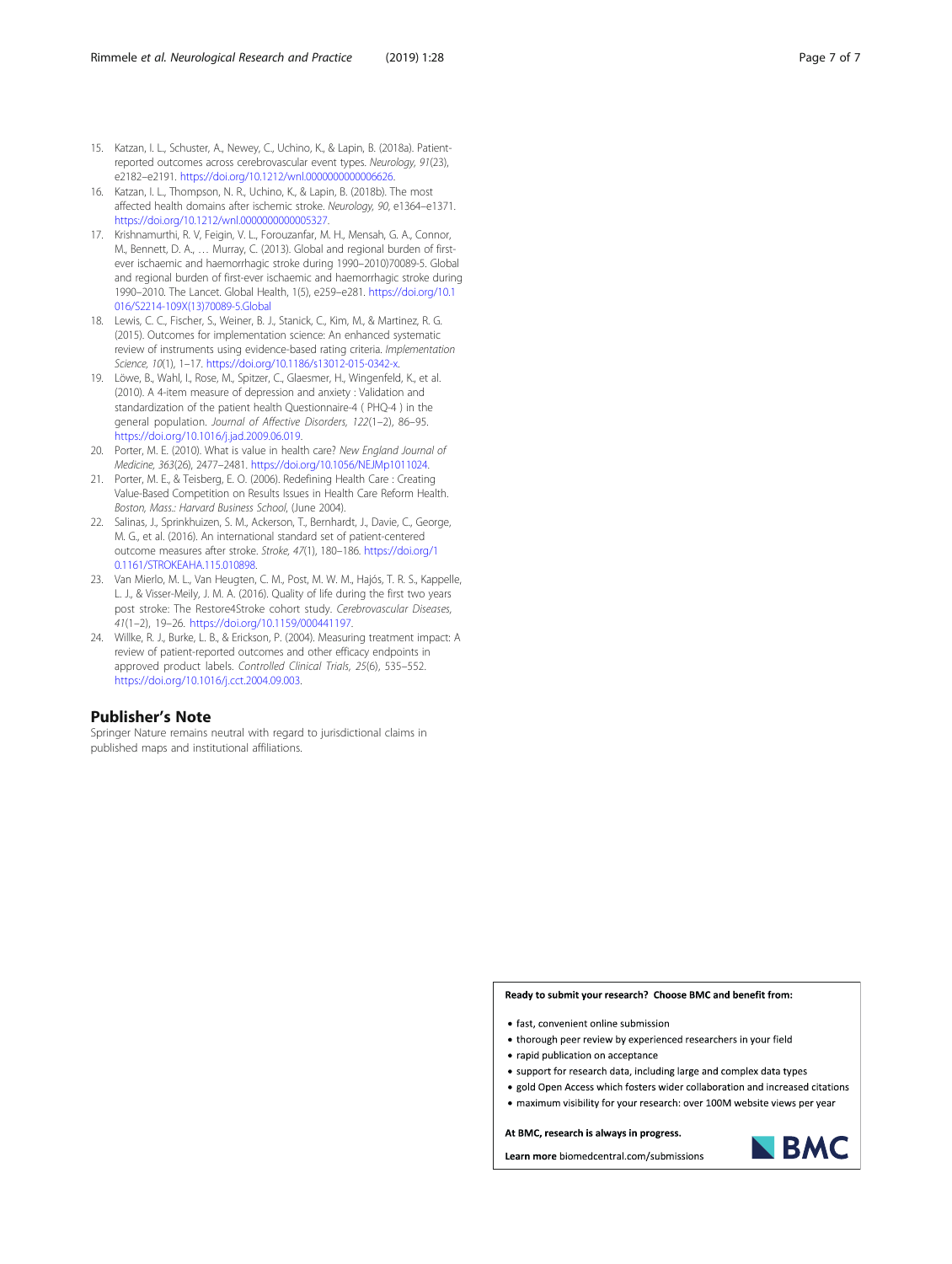15. Katzan, I. L., Schuster, A., Newey, C., Uchino, K., & Lapin, B. (2018a). Patient-reported outcomes across cerebrovascular event types. *Neurology, 91*(23), e2182–e2191. https://doi.org/10.1212/wnl.0000000000006626.
16. Katzan, I. L., Thompson, N. R., Uchino, K., & Lapin, B. (2018b). The most affected health domains after ischemic stroke. *Neurology, 90*, e1364–e1371. https://doi.org/10.1212/wnl.0000000000005327.
17. Krishnamurthi, R. V, Feigin, V. L., Forouzanfar, M. H., Mensah, G. A., Connor, M., Bennett, D. A., … Murray, C. (2013). Global and regional burden of first-ever ischaemic and haemorrhagic stroke during 1990–2010)70089-5. Global and regional burden of first-ever ischaemic and haemorrhagic stroke during 1990–2010. The Lancet. Global Health, 1(5), e259–e281. https://doi.org/10.1016/S2214-109X(13)70089-5.Global
18. Lewis, C. C., Fischer, S., Weiner, B. J., Stanick, C., Kim, M., & Martinez, R. G. (2015). Outcomes for implementation science: An enhanced systematic review of instruments using evidence-based rating criteria. *Implementation Science, 10*(1), 1–17. https://doi.org/10.1186/s13012-015-0342-x.
19. Löwe, B., Wahl, I., Rose, M., Spitzer, C., Glaesmer, H., Wingenfeld, K., et al. (2010). A 4-item measure of depression and anxiety : Validation and standardization of the patient health Questionnaire-4 ( PHQ-4 ) in the general population. *Journal of Affective Disorders, 122*(1–2), 86–95. https://doi.org/10.1016/j.jad.2009.06.019.
20. Porter, M. E. (2010). What is value in health care? *New England Journal of Medicine, 363*(26), 2477–2481. https://doi.org/10.1056/NEJMp1011024.
21. Porter, M. E., & Teisberg, E. O. (2006). Redefining Health Care : Creating Value-Based Competition on Results Issues in Health Care Reform Health. *Boston, Mass.: Harvard Business School*, (June 2004).
22. Salinas, J., Sprinkhuizen, S. M., Ackerson, T., Bernhardt, J., Davie, C., George, M. G., et al. (2016). An international standard set of patient-centered outcome measures after stroke. *Stroke, 47*(1), 180–186. https://doi.org/10.1161/STROKEAHA.115.010898.
23. Van Mierlo, M. L., Van Heugten, C. M., Post, M. W. M., Hajós, T. R. S., Kappelle, L. J., & Visser-Meily, J. M. A. (2016). Quality of life during the first two years post stroke: The Restore4Stroke cohort study. *Cerebrovascular Diseases, 41*(1–2), 19–26. https://doi.org/10.1159/000441197.
24. Willke, R. J., Burke, L. B., & Erickson, P. (2004). Measuring treatment impact: A review of patient-reported outcomes and other efficacy endpoints in approved product labels. *Controlled Clinical Trials, 25*(6), 535–552. https://doi.org/10.1016/j.cct.2004.09.003.

## Publisher's Note

Springer Nature remains neutral with regard to jurisdictional claims in published maps and institutional affiliations.

**Ready to submit your research? Choose BMC and benefit from:**

- fast, convenient online submission
- thorough peer review by experienced researchers in your field
- rapid publication on acceptance
- support for research data, including large and complex data types
- gold Open Access which fosters wider collaboration and increased citations
- maximum visibility for your research: over 100M website views per year

**At BMC, research is always in progress.**

**Learn more** biomedcentral.com/submissions

BMC